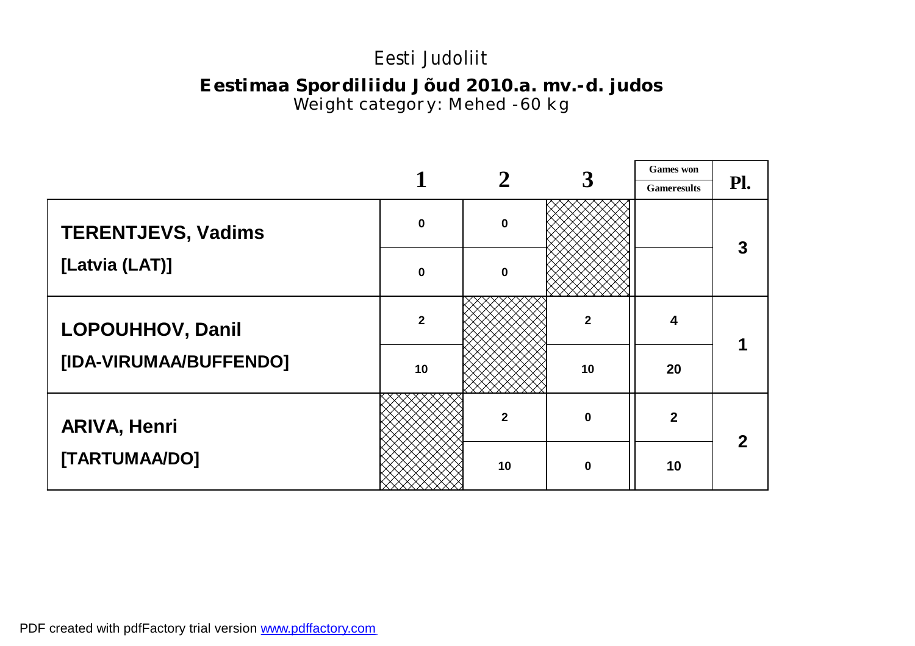# Eesti Judoliit

## Eestimaa Spordiliidu Jõud 2010.a. mv.-d. judos

Weight category: Mehed -60 kg

| | 1 | 2 | 3 | Games won / Gameresults | Pl. |
|---|---|---|---|---|---|
| **TERENTJEVS, Vadims** | 0 | 0 | | | 3 |
| **[Latvia (LAT)]** | 0 | 0 | | | |
| **LOPOUHHOV, Danil** | 2 | | 2 | 4 | 1 |
| **[IDA-VIRUMAA/BUFFENDO]** | 10 | | 10 | 20 | |
| **ARIVA, Henri** | | 2 | 0 | 2 | 2 |
| **[TARTUMAA/DO]** | | 10 | 0 | 10 | |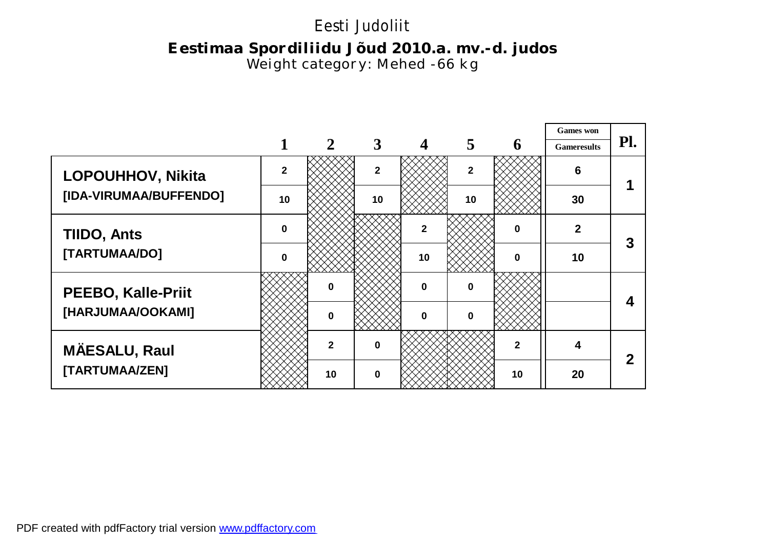Eesti Judoliit

**Eestimaa Spordiliidu Jõud 2010.a. mv.-d. judos**

Weight category: Mehed -66 kg

| | 1 | 2 | 3 | 4 | 5 | 6 | Games won / Gameresults | Pl. |
|---|---|---|---|---|---|---|---|---|
| **LOPOUHHOV, Nikita** | 2 | | 2 | | 2 | | 6 | 1 |
| **[IDA-VIRUMAA/BUFFENDO]** | 10 | | 10 | | 10 | | 30 | |
| **TIIDO, Ants** | 0 | | | 2 | | 0 | 2 | 3 |
| **[TARTUMAA/DO]** | 0 | | | 10 | | 0 | 10 | |
| **PEEBO, Kalle-Priit** | | 0 | | 0 | 0 | | | 4 |
| **[HARJUMAA/OOKAMI]** | | 0 | | 0 | 0 | | | |
| **MÄESALU, Raul** | | 2 | 0 | | | 2 | 4 | 2 |
| **[TARTUMAA/ZEN]** | | 10 | 0 | | | 10 | 20 | |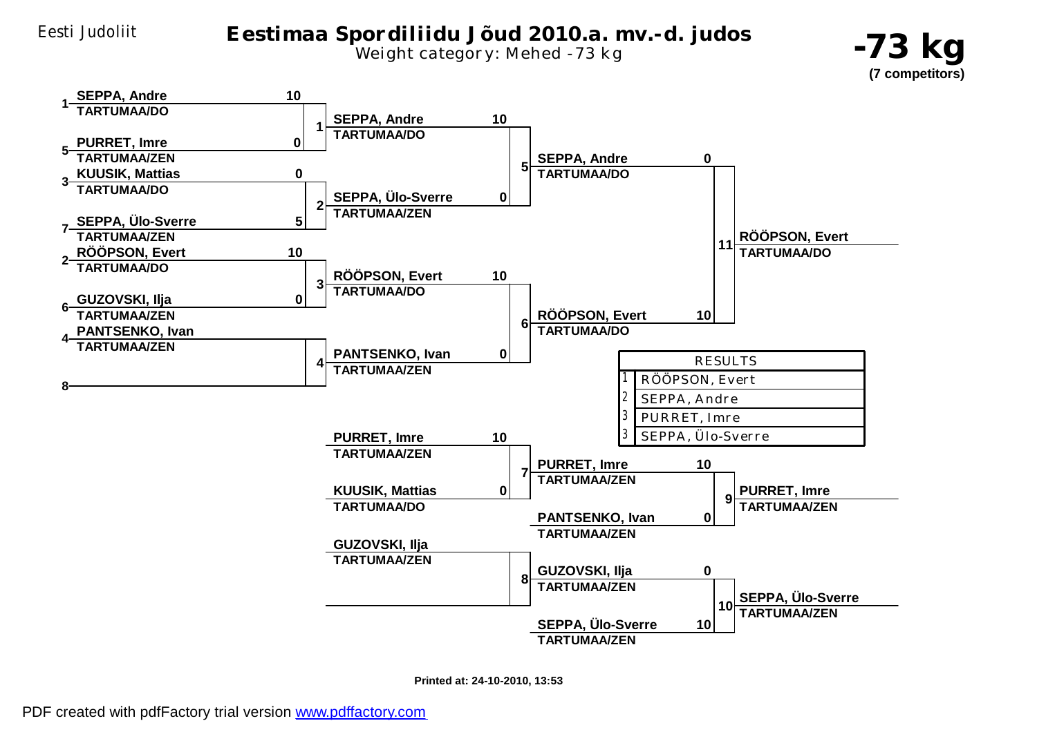Eesti Judoliit

# Eestimaa Spordiliidu Jõud 2010.a. mv.-d. judos

Weight category: Mehed -73 kg

**-73 kg**
**(7 competitors)**

## Round 1

| Match | Competitor | Club | Score |
|---|---|---|---|
| 1 | 1 SEPPA, Andre | TARTUMAA/DO | 10 |
| 1 | 5 PURRET, Imre | TARTUMAA/ZEN | 0 |
| 2 | 3 KUUSIK, Mattias | TARTUMAA/DO | 0 |
| 2 | 7 SEPPA, Ülo-Sverre | TARTUMAA/ZEN | 5 |
| 3 | 2 RÖÖPSON, Evert | TARTUMAA/DO | 10 |
| 3 | 6 GUZOVSKI, Ilja | TARTUMAA/ZEN | 0 |
| 4 | 4 PANTSENKO, Ivan | TARTUMAA/ZEN | |
| 4 | 8 | | |

## Round 2

| Match | Competitor | Club | Score |
|---|---|---|---|
| 5 | SEPPA, Andre | TARTUMAA/DO | 10 |
| 5 | SEPPA, Ülo-Sverre | TARTUMAA/ZEN | 0 |
| 6 | RÖÖPSON, Evert | TARTUMAA/DO | 10 |
| 6 | PANTSENKO, Ivan | TARTUMAA/ZEN | 0 |

## Final

| Match | Competitor | Club | Score |
|---|---|---|---|
| 11 | SEPPA, Andre | TARTUMAA/DO | 0 |
| 11 | RÖÖPSON, Evert | TARTUMAA/DO | 10 |

Winner: RÖÖPSON, Evert – TARTUMAA/DO

## Repechage

| Match | Competitor | Club | Score |
|---|---|---|---|
| 7 | PURRET, Imre | TARTUMAA/ZEN | 10 |
| 7 | KUUSIK, Mattias | TARTUMAA/DO | 0 |
| 8 | GUZOVSKI, Ilja | TARTUMAA/ZEN | |
| 8 | | | |
| 9 | PURRET, Imre | TARTUMAA/ZEN | 10 |
| 9 | PANTSENKO, Ivan | TARTUMAA/ZEN | 0 |
| 10 | GUZOVSKI, Ilja | TARTUMAA/ZEN | 0 |
| 10 | SEPPA, Ülo-Sverre | TARTUMAA/ZEN | 10 |

Winner match 9: PURRET, Imre – TARTUMAA/ZEN

Winner match 10: SEPPA, Ülo-Sverre – TARTUMAA/ZEN

## RESULTS

| Place | Name |
|---|---|
| 1 | RÖÖPSON, Evert |
| 2 | SEPPA, Andre |
| 3 | PURRET, Imre |
| 3 | SEPPA, Ülo-Sverre |

Printed at: 24-10-2010, 13:53

PDF created with pdfFactory trial version www.pdffactory.com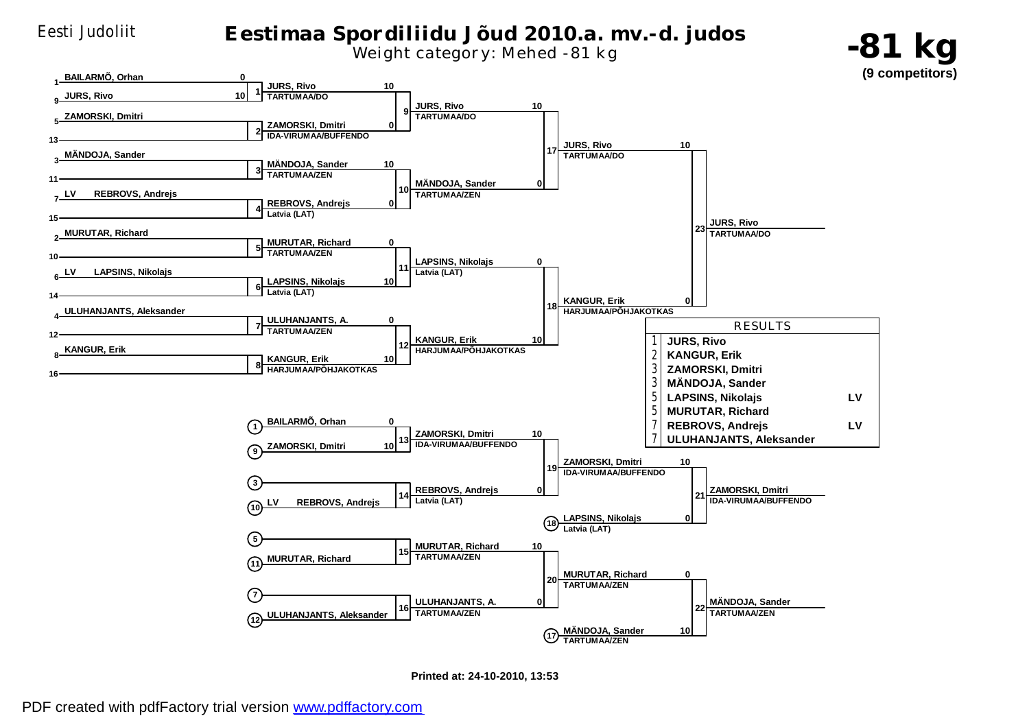Eesti Judoliit

# Eestimaa Spordiliidu Jõud 2010.a. mv.-d. judos

Weight category: Mehed -81 kg

## -81 kg

**(9 competitors)**

### Main bracket

**Round 1**

| Match | Competitor | Score | Competitor | Score | Winner |
|---|---|---|---|---|---|
| 1 | 1 BAILARMÕ, Orhan | 0 | 9 JURS, Rivo | 10 | JURS, Rivo (TARTUMAA/DO) |
| 2 | 5 ZAMORSKI, Dmitri | | 13 — | | ZAMORSKI, Dmitri (IDA-VIRUMAA/BUFFENDO) |
| 3 | 3 MÄNDOJA, Sander | | 11 — | | MÄNDOJA, Sander (TARTUMAA/ZEN) |
| 4 | 7 LV REBROVS, Andrejs | | 15 — | | REBROVS, Andrejs (Latvia (LAT)) |
| 5 | 2 MURUTAR, Richard | | 10 — | | MURUTAR, Richard (TARTUMAA/ZEN) |
| 6 | 6 LV LAPSINS, Nikolajs | | 14 — | | LAPSINS, Nikolajs (Latvia (LAT)) |
| 7 | 4 ULUHANJANTS, Aleksander | | 12 — | | ULUHANJANTS, A. (TARTUMAA/ZEN) |
| 8 | 8 KANGUR, Erik | | 16 — | | KANGUR, Erik (HARJUMAA/PÕHJAKOTKAS) |

**Round 2**

| Match | Competitor | Score | Competitor | Score | Winner |
|---|---|---|---|---|---|
| 9 | JURS, Rivo (TARTUMAA/DO) | 10 | ZAMORSKI, Dmitri (IDA-VIRUMAA/BUFFENDO) | 0 | JURS, Rivo (TARTUMAA/DO) |
| 10 | MÄNDOJA, Sander (TARTUMAA/ZEN) | 10 | REBROVS, Andrejs (Latvia (LAT)) | 0 | MÄNDOJA, Sander (TARTUMAA/ZEN) |
| 11 | MURUTAR, Richard (TARTUMAA/ZEN) | 0 | LAPSINS, Nikolajs (Latvia (LAT)) | 10 | LAPSINS, Nikolajs (Latvia (LAT)) |
| 12 | ULUHANJANTS, A. (TARTUMAA/ZEN) | 0 | KANGUR, Erik (HARJUMAA/PÕHJAKOTKAS) | 10 | KANGUR, Erik (HARJUMAA/PÕHJAKOTKAS) |

**Semifinals**

| Match | Competitor | Score | Competitor | Score | Winner |
|---|---|---|---|---|---|
| 17 | JURS, Rivo (TARTUMAA/DO) | 10 | MÄNDOJA, Sander (TARTUMAA/ZEN) | 0 | JURS, Rivo (TARTUMAA/DO) |
| 18 | LAPSINS, Nikolajs (Latvia (LAT)) | 0 | KANGUR, Erik (HARJUMAA/PÕHJAKOTKAS) | 10 | KANGUR, Erik (HARJUMAA/PÕHJAKOTKAS) |

**Final**

| Match | Competitor | Score | Competitor | Score | Winner |
|---|---|---|---|---|---|
| 23 | JURS, Rivo (TARTUMAA/DO) | 10 | KANGUR, Erik (HARJUMAA/PÕHJAKOTKAS) | 0 | JURS, Rivo (TARTUMAA/DO) |

### Repechage

| Match | Competitor | Score | Competitor | Score | Winner |
|---|---|---|---|---|---|
| 13 | (1) BAILARMÕ, Orhan | 0 | (9) ZAMORSKI, Dmitri | 10 | ZAMORSKI, Dmitri (IDA-VIRUMAA/BUFFENDO) |
| 14 | (3) — | | (10) LV REBROVS, Andrejs | | REBROVS, Andrejs (Latvia (LAT)) |
| 15 | (5) — | | (11) MURUTAR, Richard | | MURUTAR, Richard (TARTUMAA/ZEN) |
| 16 | (7) — | | (12) ULUHANJANTS, Aleksander | | ULUHANJANTS, A. (TARTUMAA/ZEN) |
| 19 | ZAMORSKI, Dmitri (IDA-VIRUMAA/BUFFENDO) | 10 | REBROVS, Andrejs (Latvia (LAT)) | 0 | ZAMORSKI, Dmitri (IDA-VIRUMAA/BUFFENDO) |
| 20 | MURUTAR, Richard (TARTUMAA/ZEN) | 10 | ULUHANJANTS, A. (TARTUMAA/ZEN) | 0 | MURUTAR, Richard (TARTUMAA/ZEN) |
| 21 | ZAMORSKI, Dmitri (IDA-VIRUMAA/BUFFENDO) | 10 | (18) LAPSINS, Nikolajs (Latvia (LAT)) | 0 | ZAMORSKI, Dmitri (IDA-VIRUMAA/BUFFENDO) |
| 22 | MURUTAR, Richard (TARTUMAA/ZEN) | 0 | (17) MÄNDOJA, Sander (TARTUMAA/ZEN) | 10 | MÄNDOJA, Sander (TARTUMAA/ZEN) |

### RESULTS

| Place | Name | |
|---|---|---|
| 1 | JURS, Rivo | |
| 2 | KANGUR, Erik | |
| 3 | ZAMORSKI, Dmitri | |
| 3 | MÄNDOJA, Sander | |
| 5 | LAPSINS, Nikolajs | LV |
| 5 | MURUTAR, Richard | |
| 7 | REBROVS, Andrejs | LV |
| 7 | ULUHANJANTS, Aleksander | |

**Printed at: 24-10-2010, 13:53**

PDF created with pdfFactory trial version www.pdffactory.com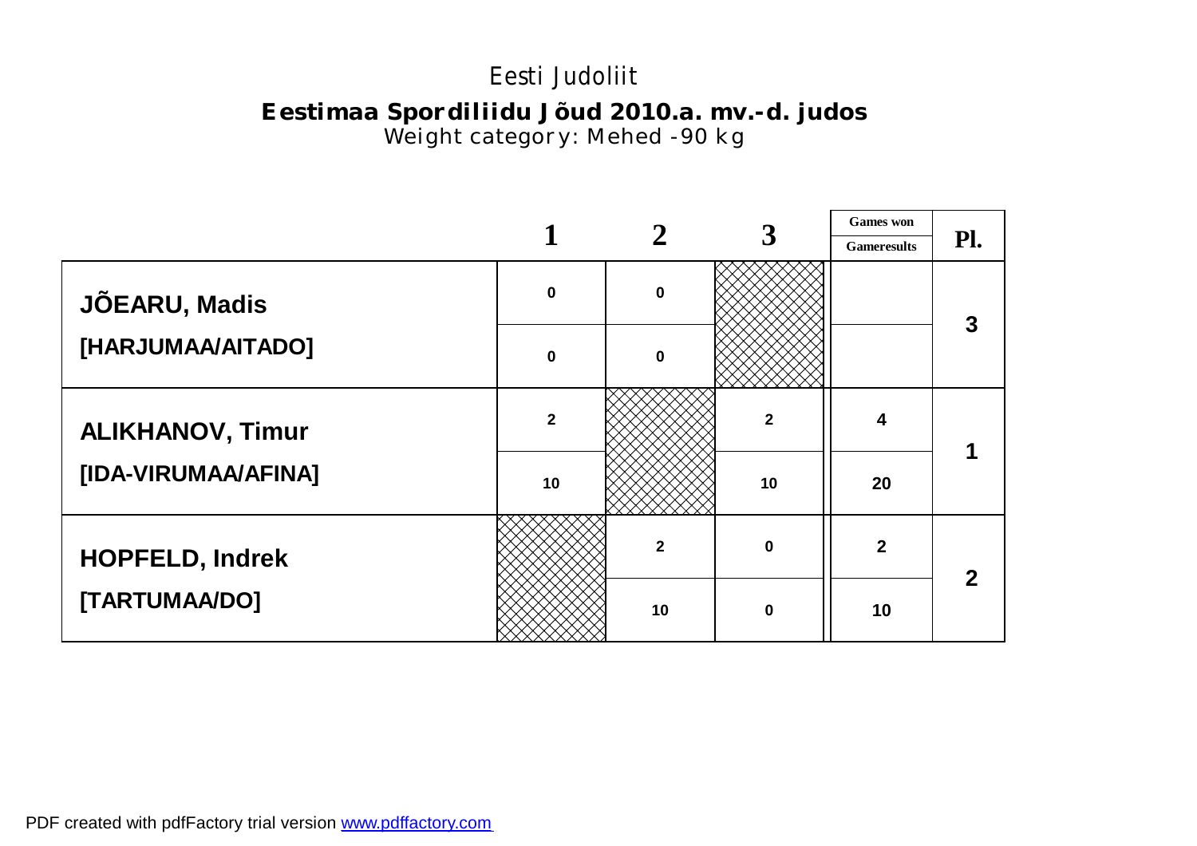Eesti Judoliit

**Eestimaa Spordiliidu Jõud 2010.a. mv.-d. judos**

Weight category: Mehed -90 kg

| | 1 | 2 | 3 | Games won / Gameresults | Pl. |
|---|---|---|---|---|---|
| **JÕEARU, Madis** | 0 | 0 | | | 3 |
| **[HARJUMAA/AITADO]** | 0 | 0 | | | |
| **ALIKHANOV, Timur** | 2 | | 2 | 4 | 1 |
| **[IDA-VIRUMAA/AFINA]** | 10 | | 10 | 20 | |
| **HOPFELD, Indrek** | | 2 | 0 | 2 | 2 |
| **[TARTUMAA/DO]** | | 10 | 0 | 10 | |

PDF created with pdfFactory trial version www.pdffactory.com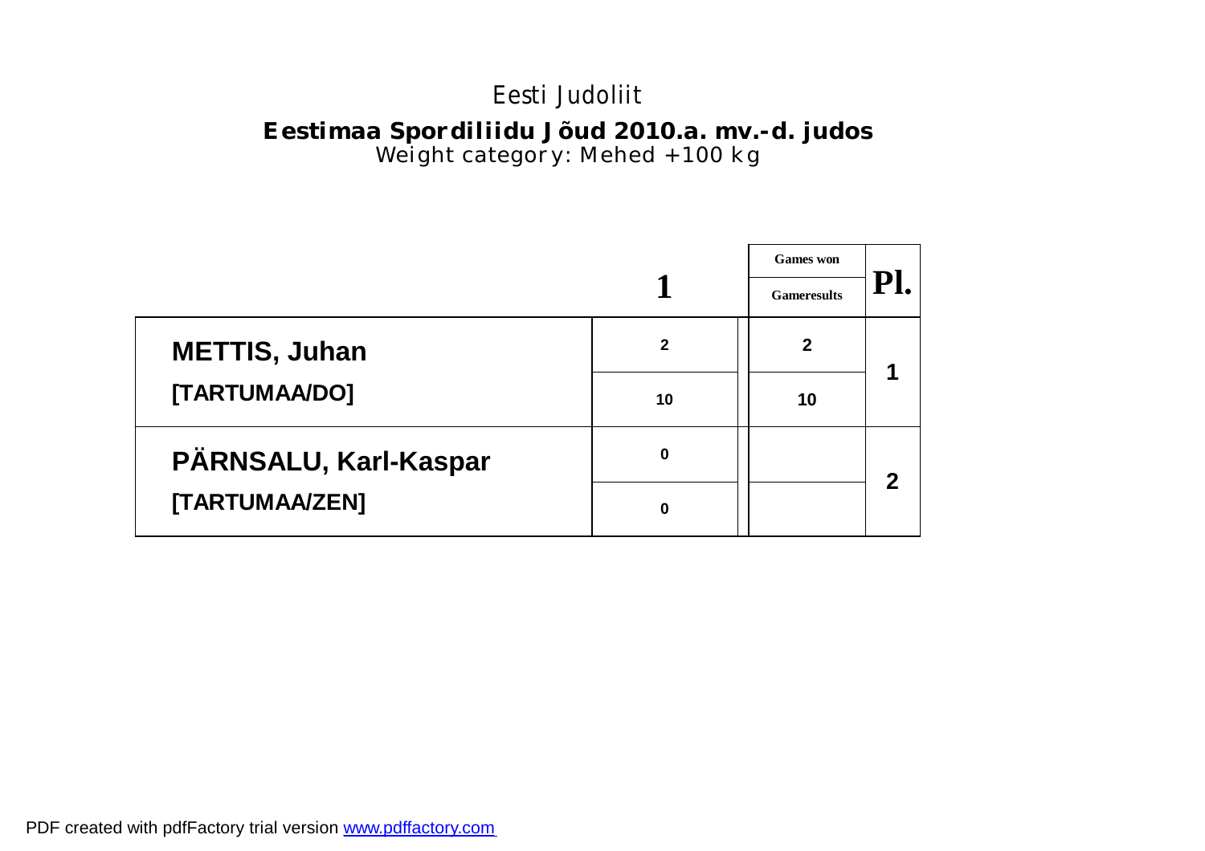# Eesti Judoliit

## Eestimaa Spordiliidu Jõud 2010.a. mv.-d. judos

Weight category: Mehed +100 kg

| | 1 | | Games won / Gameresults | Pl. |
|---|---|---|---|---|
| **METTIS, Juhan** | 2 | | 2 | 1 |
| **[TARTUMAA/DO]** | 10 | | 10 | |
| **PÄRNSALU, Karl-Kaspar** | 0 | | | 2 |
| **[TARTUMAA/ZEN]** | 0 | | | |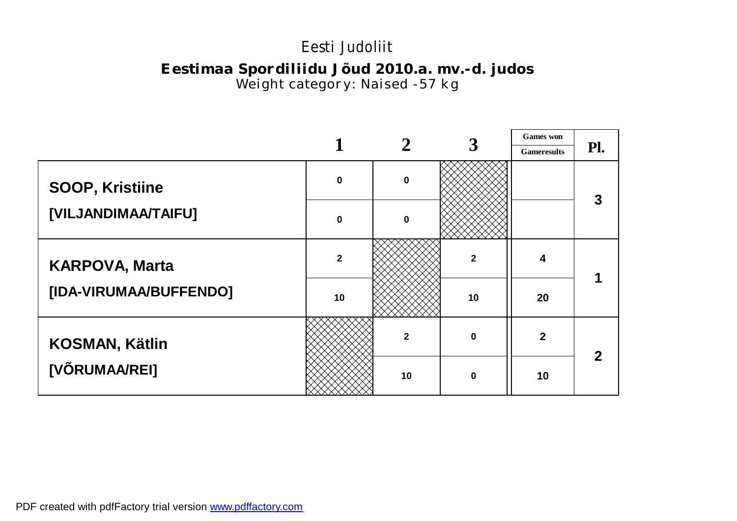Eesti Judoliit

**Eestimaa Spordiliidu Jõud 2010.a. mv.-d. judos**

Weight category: Naised -57 kg

| | 1 | 2 | 3 | Games won / Gameresults | Pl. |
|---|---|---|---|---|---|
| **SOOP, Kristiine** | 0 | 0 | | | 3 |
| **[VILJANDIMAA/TAIFU]** | 0 | 0 | | | |
| **KARPOVA, Marta** | 2 | | 2 | 4 | 1 |
| **[IDA-VIRUMAA/BUFFENDO]** | 10 | | 10 | 20 | |
| **KOSMAN, Kätlin** | | 2 | 0 | 2 | 2 |
| **[VÕRUMAA/REI]** | | 10 | 0 | 10 | |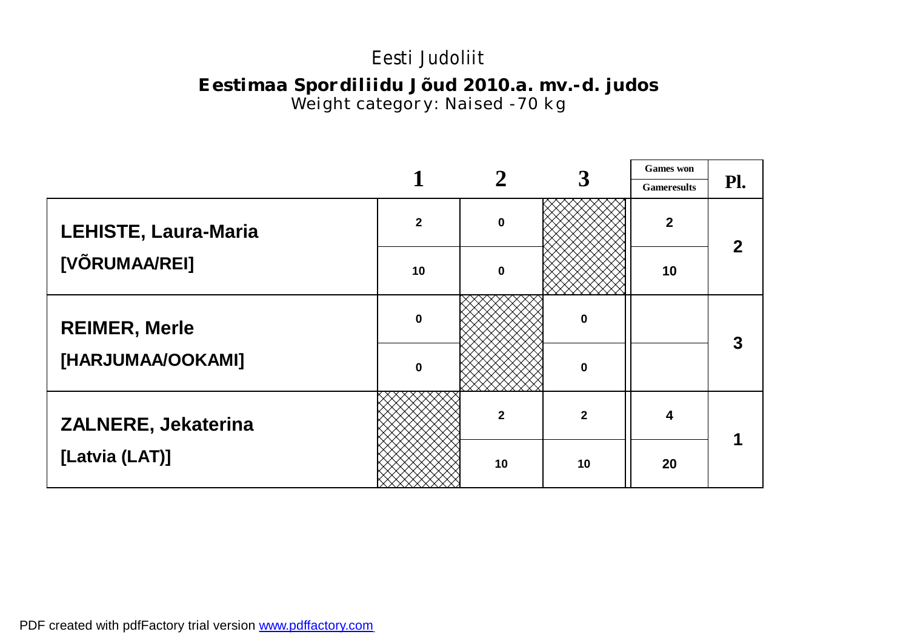Eesti Judoliit

**Eestimaa Spordiliidu Jõud 2010.a. mv.-d. judos**

Weight category: Naised -70 kg

| | 1 | 2 | 3 | Games won / Gameresults | Pl. |
|---|---|---|---|---|---|
| **LEHISTE, Laura-Maria** | 2 | 0 | | 2 | 2 |
| **[VÕRUMAA/REI]** | 10 | 0 | | 10 | |
| **REIMER, Merle** | 0 | | 0 | | 3 |
| **[HARJUMAA/OOKAMI]** | 0 | | 0 | | |
| **ZALNERE, Jekaterina** | | 2 | 2 | 4 | 1 |
| **[Latvia (LAT)]** | | 10 | 10 | 20 | |

PDF created with pdfFactory trial version www.pdffactory.com